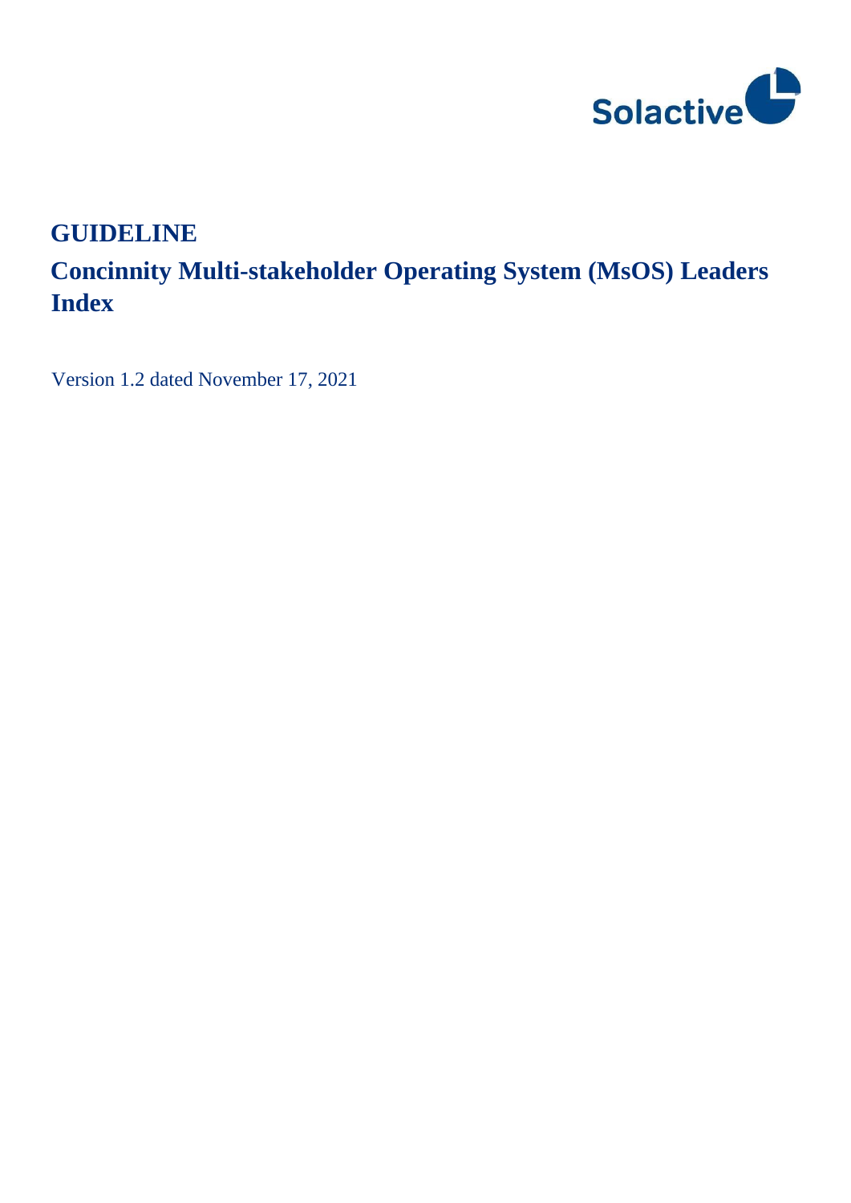Solactive

# GUIDELINE

## Concinnity Multi-stakeholder Operating System (MsOS) Leaders Index

Version 1.2 dated November 17, 2021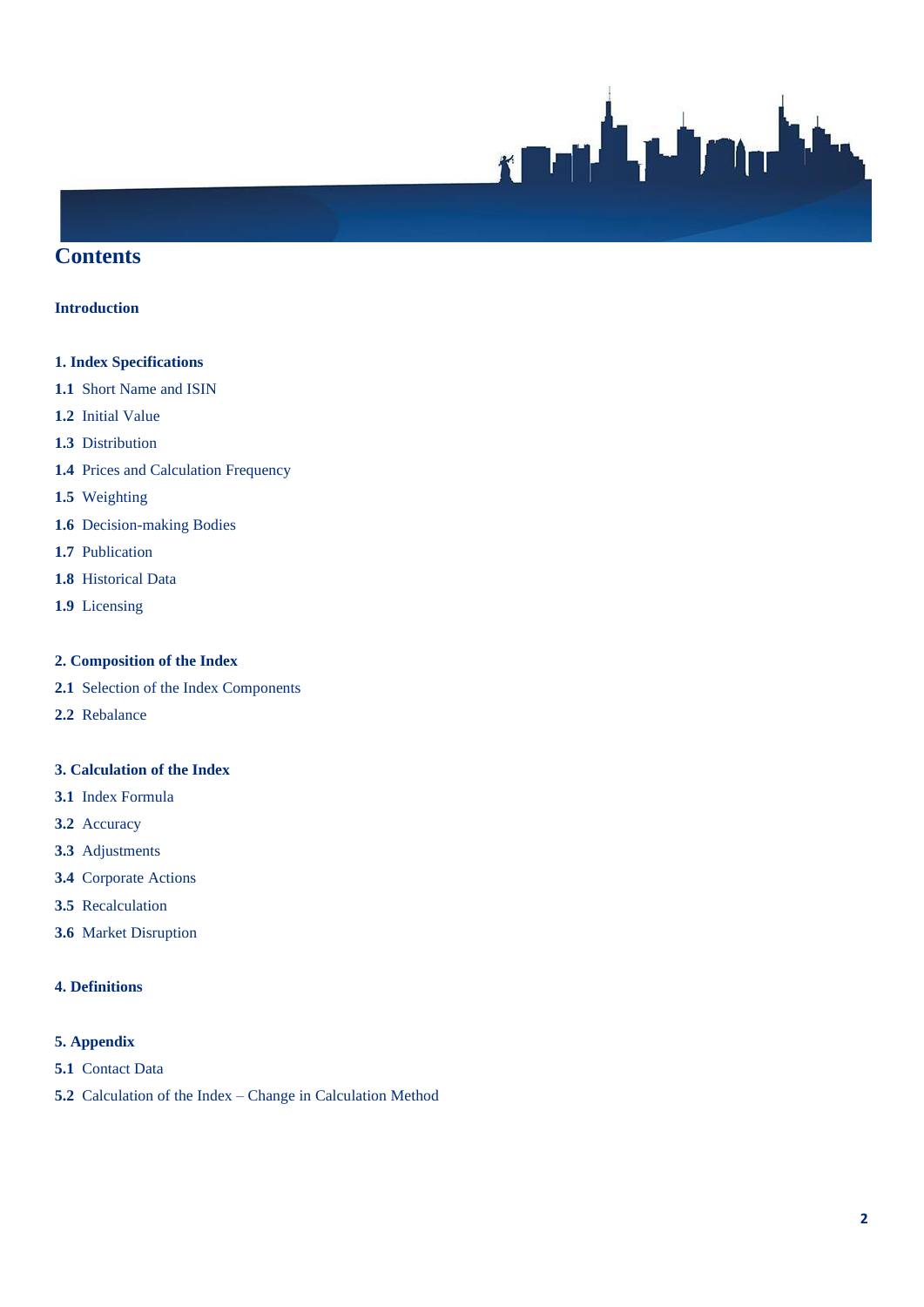# Contents

**Introduction**

**1. Index Specifications**

**1.1** Short Name and ISIN

**1.2** Initial Value

**1.3** Distribution

**1.4** Prices and Calculation Frequency

**1.5** Weighting

**1.6** Decision-making Bodies

**1.7** Publication

**1.8** Historical Data

**1.9** Licensing

**2. Composition of the Index**

**2.1** Selection of the Index Components

**2.2** Rebalance

**3. Calculation of the Index**

**3.1** Index Formula

**3.2** Accuracy

**3.3** Adjustments

**3.4** Corporate Actions

**3.5** Recalculation

**3.6** Market Disruption

**4. Definitions**

**5. Appendix**

**5.1** Contact Data

**5.2** Calculation of the Index – Change in Calculation Method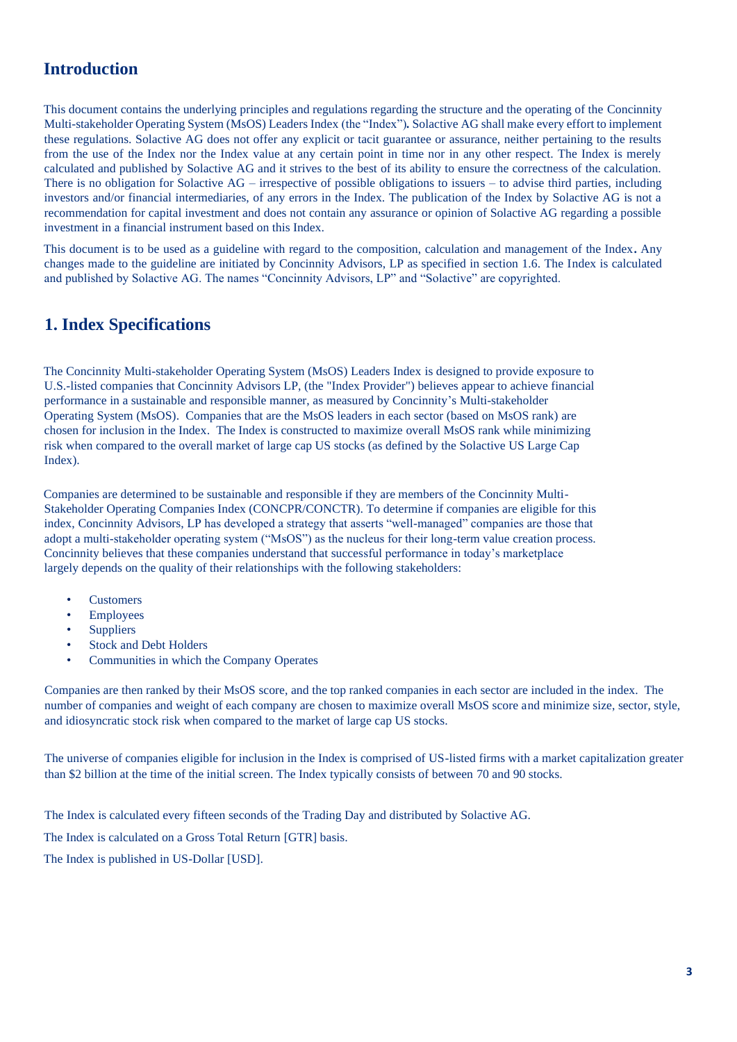# Introduction

This document contains the underlying principles and regulations regarding the structure and the operating of the Concinnity Multi-stakeholder Operating System (MsOS) Leaders Index (the "Index")**.** Solactive AG shall make every effort to implement these regulations. Solactive AG does not offer any explicit or tacit guarantee or assurance, neither pertaining to the results from the use of the Index nor the Index value at any certain point in time nor in any other respect. The Index is merely calculated and published by Solactive AG and it strives to the best of its ability to ensure the correctness of the calculation. There is no obligation for Solactive AG – irrespective of possible obligations to issuers – to advise third parties, including investors and/or financial intermediaries, of any errors in the Index. The publication of the Index by Solactive AG is not a recommendation for capital investment and does not contain any assurance or opinion of Solactive AG regarding a possible investment in a financial instrument based on this Index.

This document is to be used as a guideline with regard to the composition, calculation and management of the Index**.** Any changes made to the guideline are initiated by Concinnity Advisors, LP as specified in section 1.6. The Index is calculated and published by Solactive AG. The names "Concinnity Advisors, LP" and "Solactive" are copyrighted.

# 1. Index Specifications

The Concinnity Multi-stakeholder Operating System (MsOS) Leaders Index is designed to provide exposure to U.S.-listed companies that Concinnity Advisors LP, (the "Index Provider") believes appear to achieve financial performance in a sustainable and responsible manner, as measured by Concinnity's Multi-stakeholder Operating System (MsOS). Companies that are the MsOS leaders in each sector (based on MsOS rank) are chosen for inclusion in the Index. The Index is constructed to maximize overall MsOS rank while minimizing risk when compared to the overall market of large cap US stocks (as defined by the Solactive US Large Cap Index).

Companies are determined to be sustainable and responsible if they are members of the Concinnity Multi-Stakeholder Operating Companies Index (CONCPR/CONCTR). To determine if companies are eligible for this index, Concinnity Advisors, LP has developed a strategy that asserts "well-managed" companies are those that adopt a multi-stakeholder operating system ("MsOS") as the nucleus for their long-term value creation process. Concinnity believes that these companies understand that successful performance in today's marketplace largely depends on the quality of their relationships with the following stakeholders:

- Customers
- Employees
- Suppliers
- Stock and Debt Holders
- Communities in which the Company Operates

Companies are then ranked by their MsOS score, and the top ranked companies in each sector are included in the index. The number of companies and weight of each company are chosen to maximize overall MsOS score and minimize size, sector, style, and idiosyncratic stock risk when compared to the market of large cap US stocks.

The universe of companies eligible for inclusion in the Index is comprised of US-listed firms with a market capitalization greater than $2 billion at the time of the initial screen. The Index typically consists of between 70 and 90 stocks.

The Index is calculated every fifteen seconds of the Trading Day and distributed by Solactive AG.

The Index is calculated on a Gross Total Return [GTR] basis.

The Index is published in US-Dollar [USD].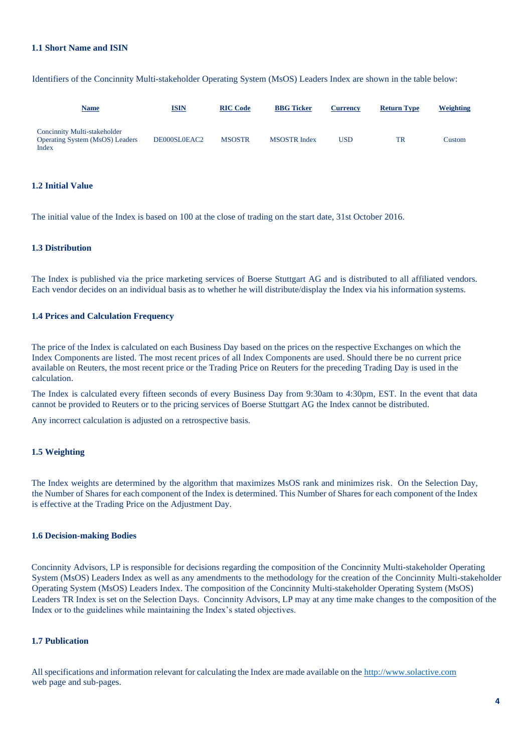### 1.1 Short Name and ISIN

Identifiers of the Concinnity Multi-stakeholder Operating System (MsOS) Leaders Index are shown in the table below:

| Name | ISIN | RIC Code | BBG Ticker | Currency | Return Type | Weighting |
|---|---|---|---|---|---|---|
| Concinnity Multi-stakeholder Operating System (MsOS) Leaders Index | DE000SL0EAC2 | MSOSTR | MSOSTR Index | USD | TR | Custom |

### 1.2 Initial Value

The initial value of the Index is based on 100 at the close of trading on the start date, 31st October 2016.

### 1.3 Distribution

The Index is published via the price marketing services of Boerse Stuttgart AG and is distributed to all affiliated vendors. Each vendor decides on an individual basis as to whether he will distribute/display the Index via his information systems.

### 1.4 Prices and Calculation Frequency

The price of the Index is calculated on each Business Day based on the prices on the respective Exchanges on which the Index Components are listed. The most recent prices of all Index Components are used. Should there be no current price available on Reuters, the most recent price or the Trading Price on Reuters for the preceding Trading Day is used in the calculation.

The Index is calculated every fifteen seconds of every Business Day from 9:30am to 4:30pm, EST. In the event that data cannot be provided to Reuters or to the pricing services of Boerse Stuttgart AG the Index cannot be distributed.

Any incorrect calculation is adjusted on a retrospective basis.

### 1.5 Weighting

The Index weights are determined by the algorithm that maximizes MsOS rank and minimizes risk. On the Selection Day, the Number of Shares for each component of the Index is determined. This Number of Shares for each component of the Index is effective at the Trading Price on the Adjustment Day.

### 1.6 Decision-making Bodies

Concinnity Advisors, LP is responsible for decisions regarding the composition of the Concinnity Multi-stakeholder Operating System (MsOS) Leaders Index as well as any amendments to the methodology for the creation of the Concinnity Multi-stakeholder Operating System (MsOS) Leaders Index. The composition of the Concinnity Multi-stakeholder Operating System (MsOS) Leaders TR Index is set on the Selection Days. Concinnity Advisors, LP may at any time make changes to the composition of the Index or to the guidelines while maintaining the Index's stated objectives.

### 1.7 Publication

All specifications and information relevant for calculating the Index are made available on the http://www.solactive.com web page and sub-pages.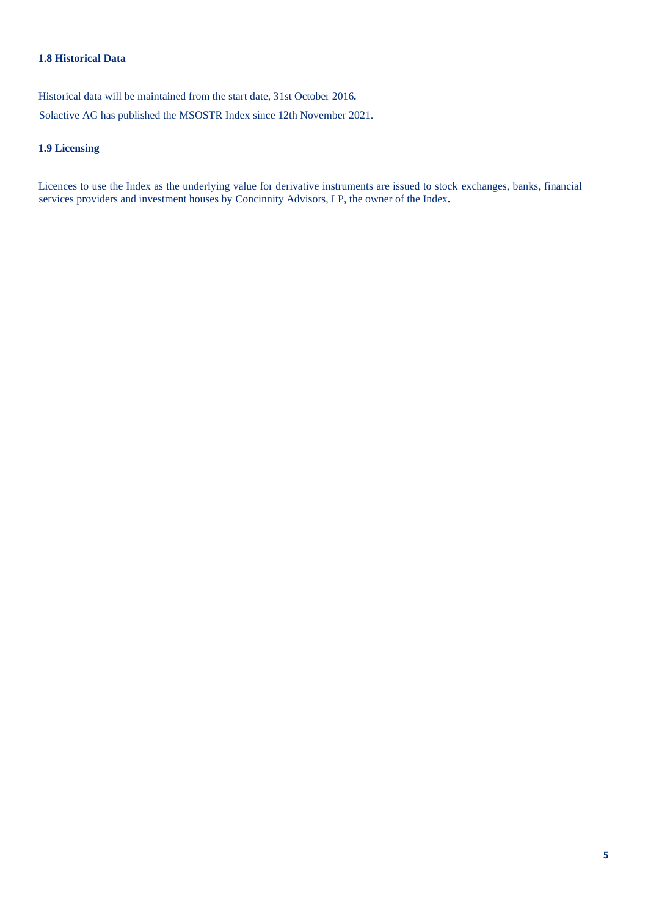### 1.8 Historical Data

Historical data will be maintained from the start date, 31st October 2016.

Solactive AG has published the MSOSTR Index since 12th November 2021.

### 1.9 Licensing

Licences to use the Index as the underlying value for derivative instruments are issued to stock exchanges, banks, financial services providers and investment houses by Concinnity Advisors, LP, the owner of the Index.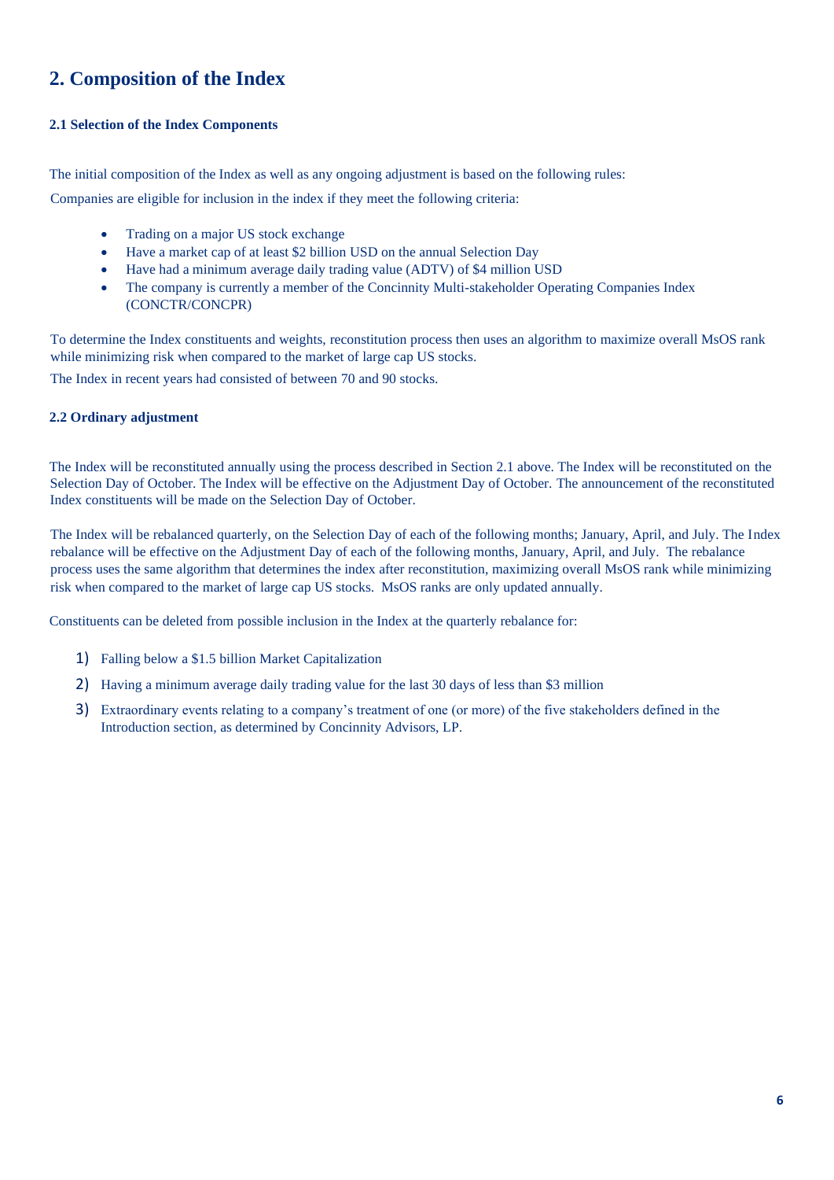# 2. Composition of the Index

### 2.1 Selection of the Index Components

The initial composition of the Index as well as any ongoing adjustment is based on the following rules:

Companies are eligible for inclusion in the index if they meet the following criteria:

- Trading on a major US stock exchange
- Have a market cap of at least $2 billion USD on the annual Selection Day
- Have had a minimum average daily trading value (ADTV) of $4 million USD
- The company is currently a member of the Concinnity Multi-stakeholder Operating Companies Index (CONCTR/CONCPR)

To determine the Index constituents and weights, reconstitution process then uses an algorithm to maximize overall MsOS rank while minimizing risk when compared to the market of large cap US stocks.

The Index in recent years had consisted of between 70 and 90 stocks.

### 2.2 Ordinary adjustment

The Index will be reconstituted annually using the process described in Section 2.1 above. The Index will be reconstituted on the Selection Day of October. The Index will be effective on the Adjustment Day of October. The announcement of the reconstituted Index constituents will be made on the Selection Day of October.

The Index will be rebalanced quarterly, on the Selection Day of each of the following months; January, April, and July. The Index rebalance will be effective on the Adjustment Day of each of the following months, January, April, and July. The rebalance process uses the same algorithm that determines the index after reconstitution, maximizing overall MsOS rank while minimizing risk when compared to the market of large cap US stocks. MsOS ranks are only updated annually.

Constituents can be deleted from possible inclusion in the Index at the quarterly rebalance for:

1) Falling below a $1.5 billion Market Capitalization
2) Having a minimum average daily trading value for the last 30 days of less than $3 million
3) Extraordinary events relating to a company's treatment of one (or more) of the five stakeholders defined in the Introduction section, as determined by Concinnity Advisors, LP.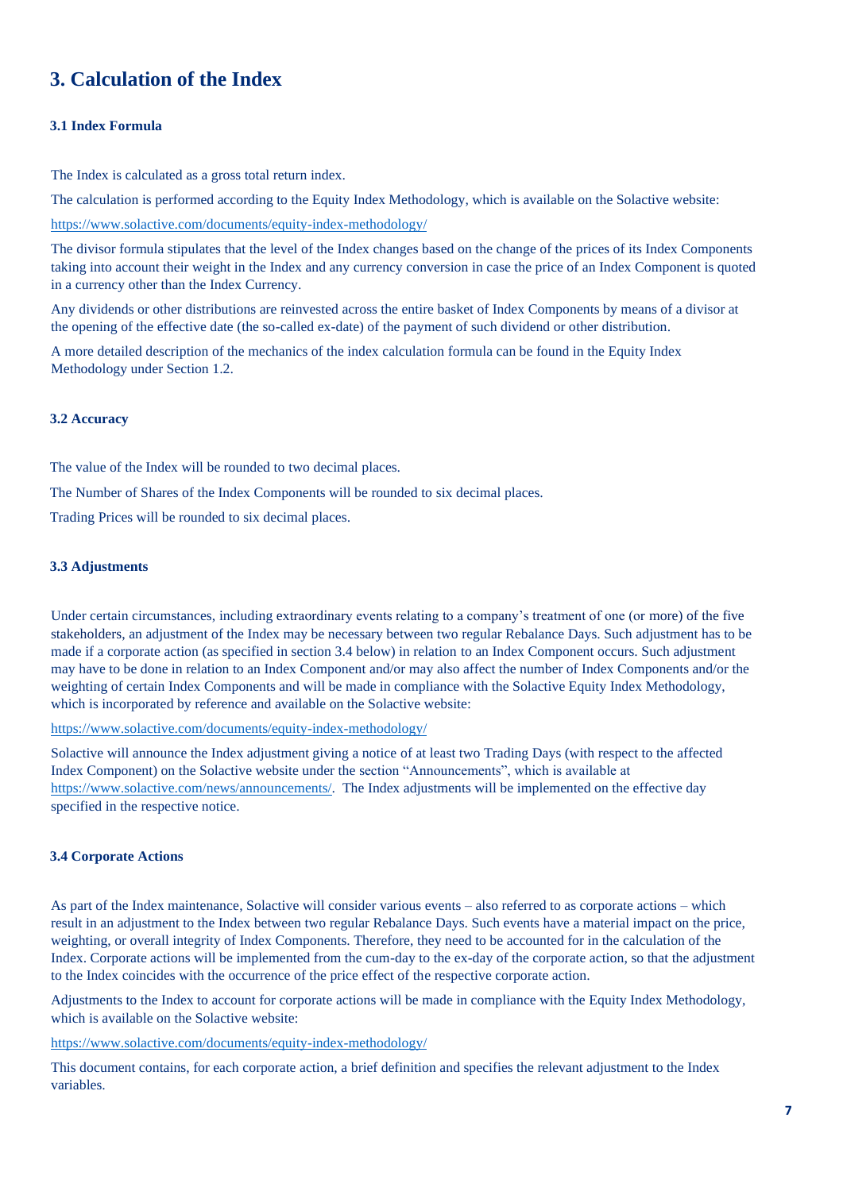# 3. Calculation of the Index

### 3.1 Index Formula

The Index is calculated as a gross total return index.

The calculation is performed according to the Equity Index Methodology, which is available on the Solactive website:

https://www.solactive.com/documents/equity-index-methodology/

The divisor formula stipulates that the level of the Index changes based on the change of the prices of its Index Components taking into account their weight in the Index and any currency conversion in case the price of an Index Component is quoted in a currency other than the Index Currency.

Any dividends or other distributions are reinvested across the entire basket of Index Components by means of a divisor at the opening of the effective date (the so-called ex-date) of the payment of such dividend or other distribution.

A more detailed description of the mechanics of the index calculation formula can be found in the Equity Index Methodology under Section 1.2.

### 3.2 Accuracy

The value of the Index will be rounded to two decimal places.

The Number of Shares of the Index Components will be rounded to six decimal places.

Trading Prices will be rounded to six decimal places.

### 3.3 Adjustments

Under certain circumstances, including extraordinary events relating to a company's treatment of one (or more) of the five stakeholders, an adjustment of the Index may be necessary between two regular Rebalance Days. Such adjustment has to be made if a corporate action (as specified in section 3.4 below) in relation to an Index Component occurs. Such adjustment may have to be done in relation to an Index Component and/or may also affect the number of Index Components and/or the weighting of certain Index Components and will be made in compliance with the Solactive Equity Index Methodology, which is incorporated by reference and available on the Solactive website:

https://www.solactive.com/documents/equity-index-methodology/

Solactive will announce the Index adjustment giving a notice of at least two Trading Days (with respect to the affected Index Component) on the Solactive website under the section "Announcements", which is available at https://www.solactive.com/news/announcements/. The Index adjustments will be implemented on the effective day specified in the respective notice.

### 3.4 Corporate Actions

As part of the Index maintenance, Solactive will consider various events – also referred to as corporate actions – which result in an adjustment to the Index between two regular Rebalance Days. Such events have a material impact on the price, weighting, or overall integrity of Index Components. Therefore, they need to be accounted for in the calculation of the Index. Corporate actions will be implemented from the cum-day to the ex-day of the corporate action, so that the adjustment to the Index coincides with the occurrence of the price effect of the respective corporate action.

Adjustments to the Index to account for corporate actions will be made in compliance with the Equity Index Methodology, which is available on the Solactive website:

https://www.solactive.com/documents/equity-index-methodology/

This document contains, for each corporate action, a brief definition and specifies the relevant adjustment to the Index variables.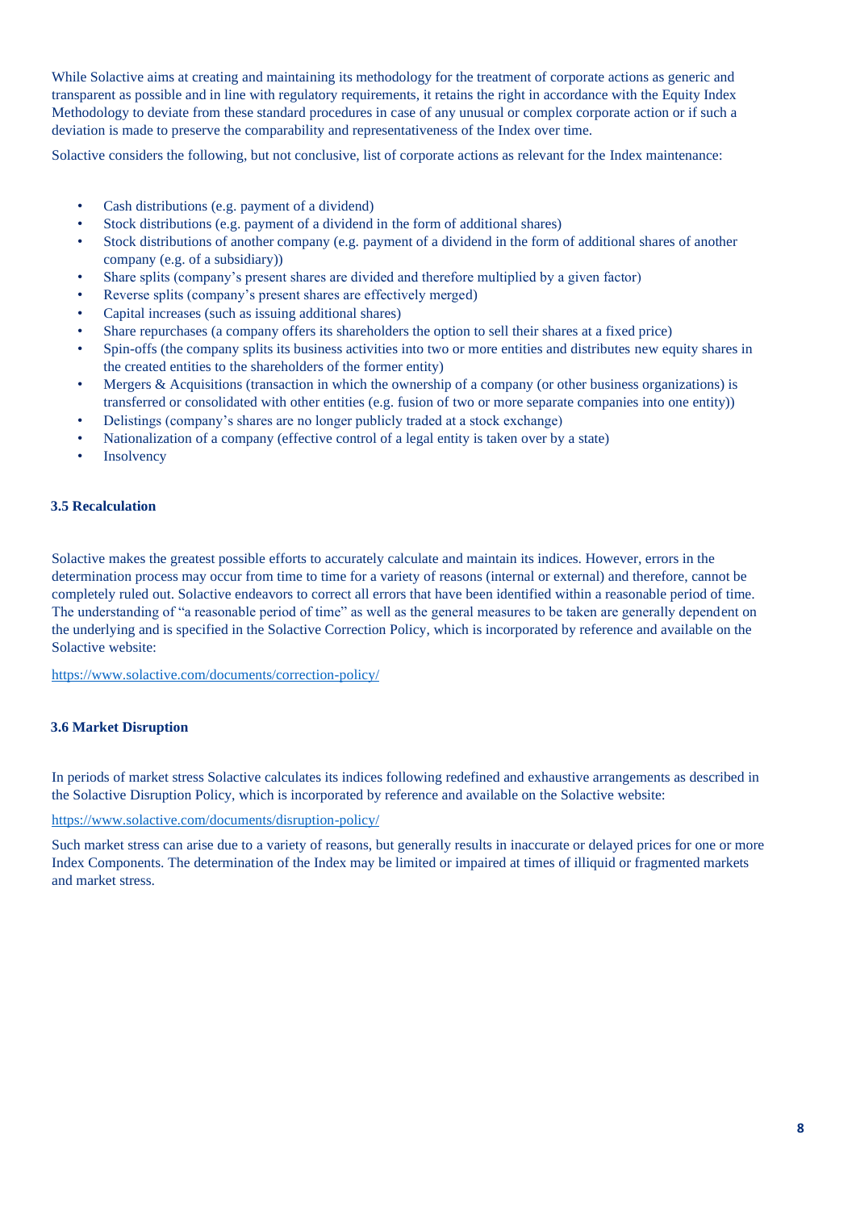While Solactive aims at creating and maintaining its methodology for the treatment of corporate actions as generic and transparent as possible and in line with regulatory requirements, it retains the right in accordance with the Equity Index Methodology to deviate from these standard procedures in case of any unusual or complex corporate action or if such a deviation is made to preserve the comparability and representativeness of the Index over time.

Solactive considers the following, but not conclusive, list of corporate actions as relevant for the Index maintenance:

- Cash distributions (e.g. payment of a dividend)
- Stock distributions (e.g. payment of a dividend in the form of additional shares)
- Stock distributions of another company (e.g. payment of a dividend in the form of additional shares of another company (e.g. of a subsidiary))
- Share splits (company's present shares are divided and therefore multiplied by a given factor)
- Reverse splits (company's present shares are effectively merged)
- Capital increases (such as issuing additional shares)
- Share repurchases (a company offers its shareholders the option to sell their shares at a fixed price)
- Spin-offs (the company splits its business activities into two or more entities and distributes new equity shares in the created entities to the shareholders of the former entity)
- Mergers & Acquisitions (transaction in which the ownership of a company (or other business organizations) is transferred or consolidated with other entities (e.g. fusion of two or more separate companies into one entity))
- Delistings (company's shares are no longer publicly traded at a stock exchange)
- Nationalization of a company (effective control of a legal entity is taken over by a state)
- Insolvency

### 3.5 Recalculation

Solactive makes the greatest possible efforts to accurately calculate and maintain its indices. However, errors in the determination process may occur from time to time for a variety of reasons (internal or external) and therefore, cannot be completely ruled out. Solactive endeavors to correct all errors that have been identified within a reasonable period of time. The understanding of "a reasonable period of time" as well as the general measures to be taken are generally dependent on the underlying and is specified in the Solactive Correction Policy, which is incorporated by reference and available on the Solactive website:

https://www.solactive.com/documents/correction-policy/

### 3.6 Market Disruption

In periods of market stress Solactive calculates its indices following redefined and exhaustive arrangements as described in the Solactive Disruption Policy, which is incorporated by reference and available on the Solactive website:

https://www.solactive.com/documents/disruption-policy/

Such market stress can arise due to a variety of reasons, but generally results in inaccurate or delayed prices for one or more Index Components. The determination of the Index may be limited or impaired at times of illiquid or fragmented markets and market stress.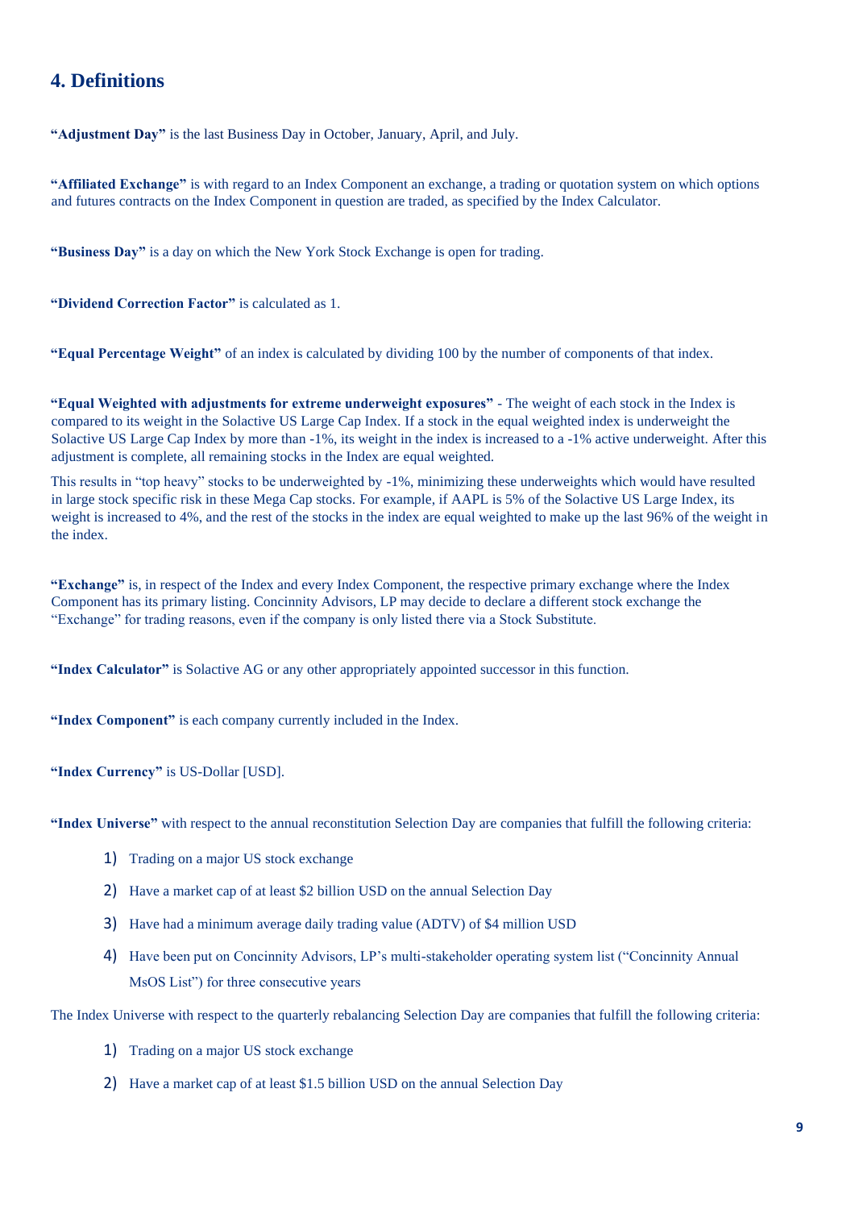## 4. Definitions

**"Adjustment Day"** is the last Business Day in October, January, April, and July.

**"Affiliated Exchange"** is with regard to an Index Component an exchange, a trading or quotation system on which options and futures contracts on the Index Component in question are traded, as specified by the Index Calculator.

**"Business Day"** is a day on which the New York Stock Exchange is open for trading.

**"Dividend Correction Factor"** is calculated as 1.

**"Equal Percentage Weight"** of an index is calculated by dividing 100 by the number of components of that index.

**"Equal Weighted with adjustments for extreme underweight exposures"** - The weight of each stock in the Index is compared to its weight in the Solactive US Large Cap Index. If a stock in the equal weighted index is underweight the Solactive US Large Cap Index by more than -1%, its weight in the index is increased to a -1% active underweight. After this adjustment is complete, all remaining stocks in the Index are equal weighted.

This results in "top heavy" stocks to be underweighted by -1%, minimizing these underweights which would have resulted in large stock specific risk in these Mega Cap stocks. For example, if AAPL is 5% of the Solactive US Large Index, its weight is increased to 4%, and the rest of the stocks in the index are equal weighted to make up the last 96% of the weight in the index.

**"Exchange"** is, in respect of the Index and every Index Component, the respective primary exchange where the Index Component has its primary listing. Concinnity Advisors, LP may decide to declare a different stock exchange the "Exchange" for trading reasons, even if the company is only listed there via a Stock Substitute.

**"Index Calculator"** is Solactive AG or any other appropriately appointed successor in this function.

**"Index Component"** is each company currently included in the Index.

**"Index Currency"** is US-Dollar [USD].

**"Index Universe"** with respect to the annual reconstitution Selection Day are companies that fulfill the following criteria:

1) Trading on a major US stock exchange
2) Have a market cap of at least $2 billion USD on the annual Selection Day
3) Have had a minimum average daily trading value (ADTV) of $4 million USD
4) Have been put on Concinnity Advisors, LP's multi-stakeholder operating system list ("Concinnity Annual MsOS List") for three consecutive years

The Index Universe with respect to the quarterly rebalancing Selection Day are companies that fulfill the following criteria:

1) Trading on a major US stock exchange
2) Have a market cap of at least $1.5 billion USD on the annual Selection Day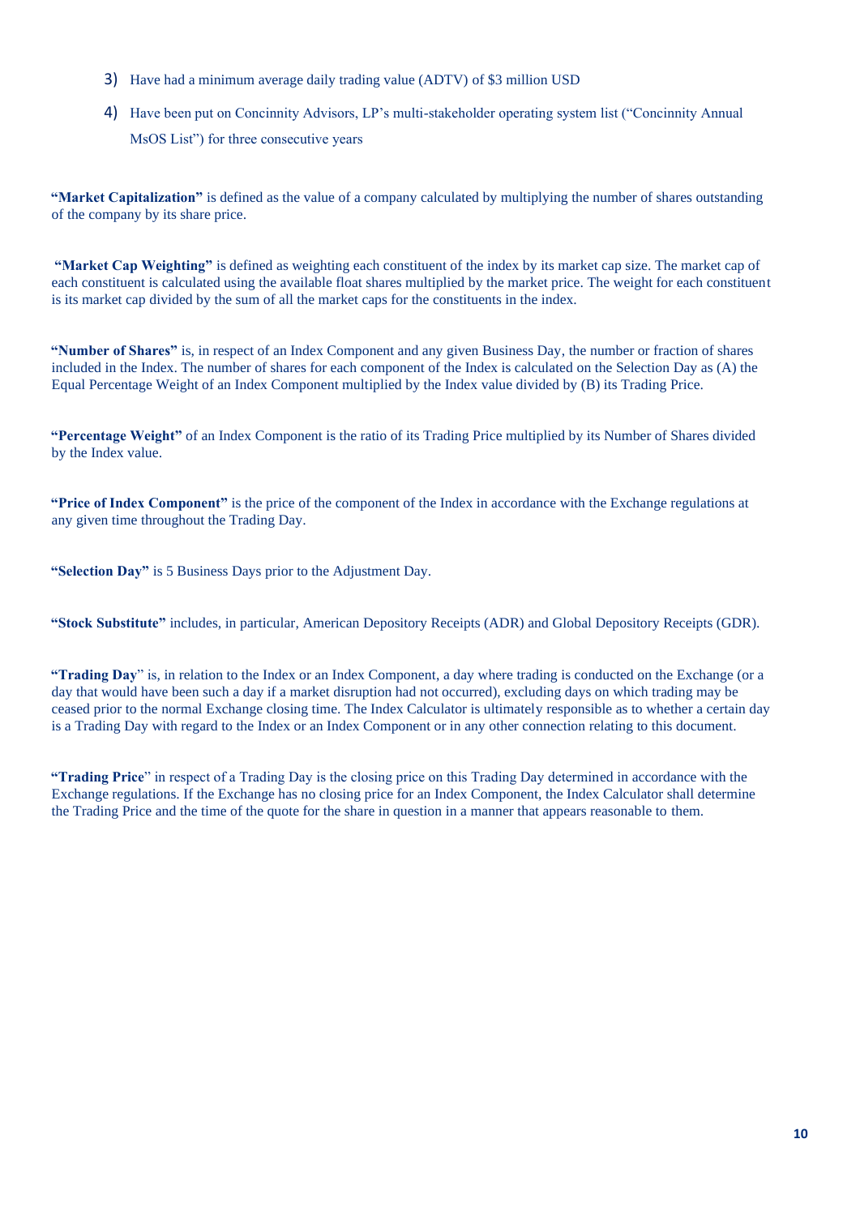3) Have had a minimum average daily trading value (ADTV) of $3 million USD
4) Have been put on Concinnity Advisors, LP's multi-stakeholder operating system list ("Concinnity Annual MsOS List") for three consecutive years

**"Market Capitalization"** is defined as the value of a company calculated by multiplying the number of shares outstanding of the company by its share price.

**"Market Cap Weighting"** is defined as weighting each constituent of the index by its market cap size. The market cap of each constituent is calculated using the available float shares multiplied by the market price. The weight for each constituent is its market cap divided by the sum of all the market caps for the constituents in the index.

**"Number of Shares"** is, in respect of an Index Component and any given Business Day, the number or fraction of shares included in the Index. The number of shares for each component of the Index is calculated on the Selection Day as (A) the Equal Percentage Weight of an Index Component multiplied by the Index value divided by (B) its Trading Price.

**"Percentage Weight"** of an Index Component is the ratio of its Trading Price multiplied by its Number of Shares divided by the Index value.

**"Price of Index Component"** is the price of the component of the Index in accordance with the Exchange regulations at any given time throughout the Trading Day.

**"Selection Day"** is 5 Business Days prior to the Adjustment Day.

**"Stock Substitute"** includes, in particular, American Depository Receipts (ADR) and Global Depository Receipts (GDR).

**"Trading Day"** is, in relation to the Index or an Index Component, a day where trading is conducted on the Exchange (or a day that would have been such a day if a market disruption had not occurred), excluding days on which trading may be ceased prior to the normal Exchange closing time. The Index Calculator is ultimately responsible as to whether a certain day is a Trading Day with regard to the Index or an Index Component or in any other connection relating to this document.

**"Trading Price"** in respect of a Trading Day is the closing price on this Trading Day determined in accordance with the Exchange regulations. If the Exchange has no closing price for an Index Component, the Index Calculator shall determine the Trading Price and the time of the quote for the share in question in a manner that appears reasonable to them.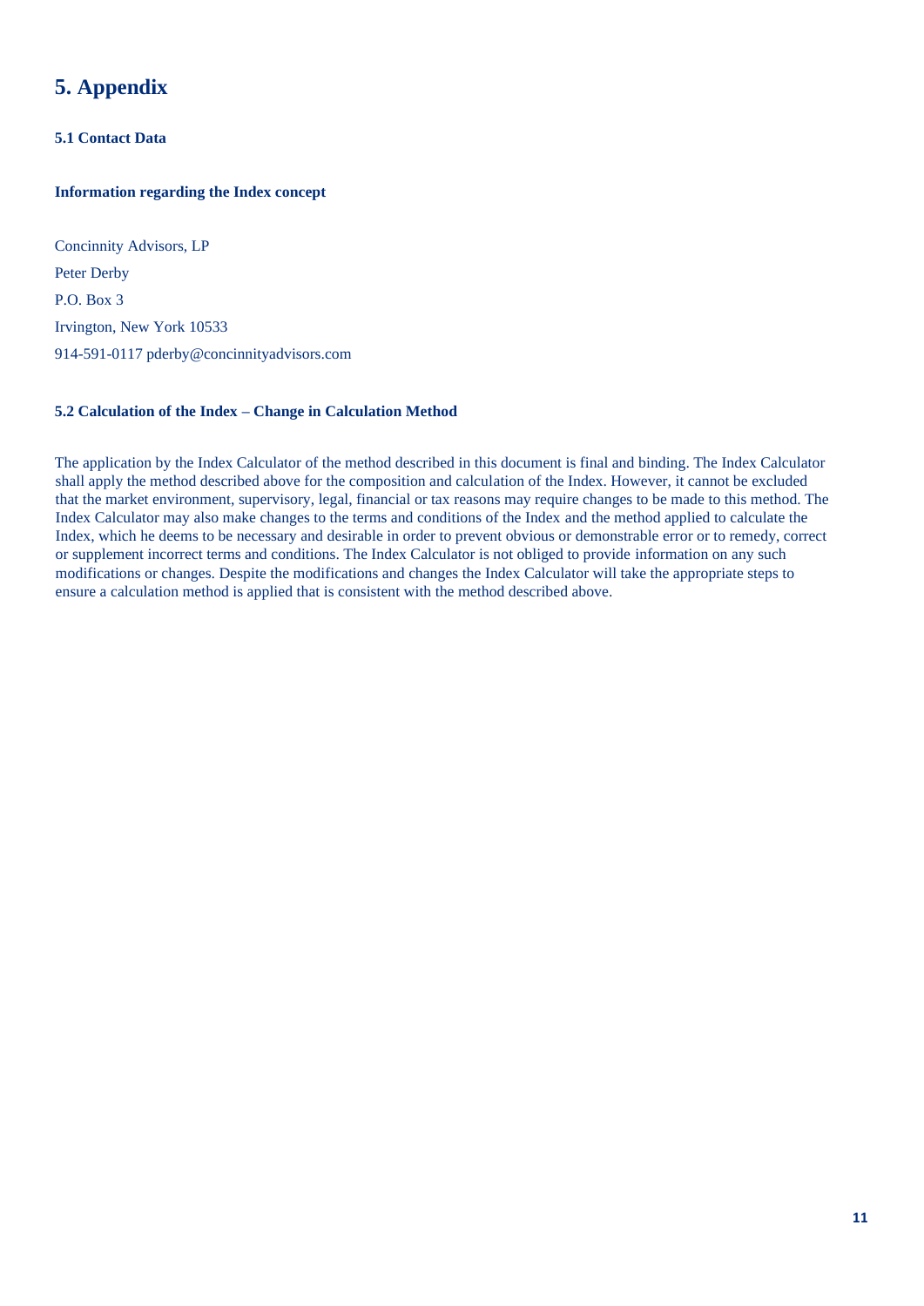# 5. Appendix

### 5.1 Contact Data

#### Information regarding the Index concept

Concinnity Advisors, LP

Peter Derby

P.O. Box 3

Irvington, New York 10533

914-591-0117 pderby@concinnityadvisors.com

### 5.2 Calculation of the Index – Change in Calculation Method

The application by the Index Calculator of the method described in this document is final and binding. The Index Calculator shall apply the method described above for the composition and calculation of the Index. However, it cannot be excluded that the market environment, supervisory, legal, financial or tax reasons may require changes to be made to this method. The Index Calculator may also make changes to the terms and conditions of the Index and the method applied to calculate the Index, which he deems to be necessary and desirable in order to prevent obvious or demonstrable error or to remedy, correct or supplement incorrect terms and conditions. The Index Calculator is not obliged to provide information on any such modifications or changes. Despite the modifications and changes the Index Calculator will take the appropriate steps to ensure a calculation method is applied that is consistent with the method described above.